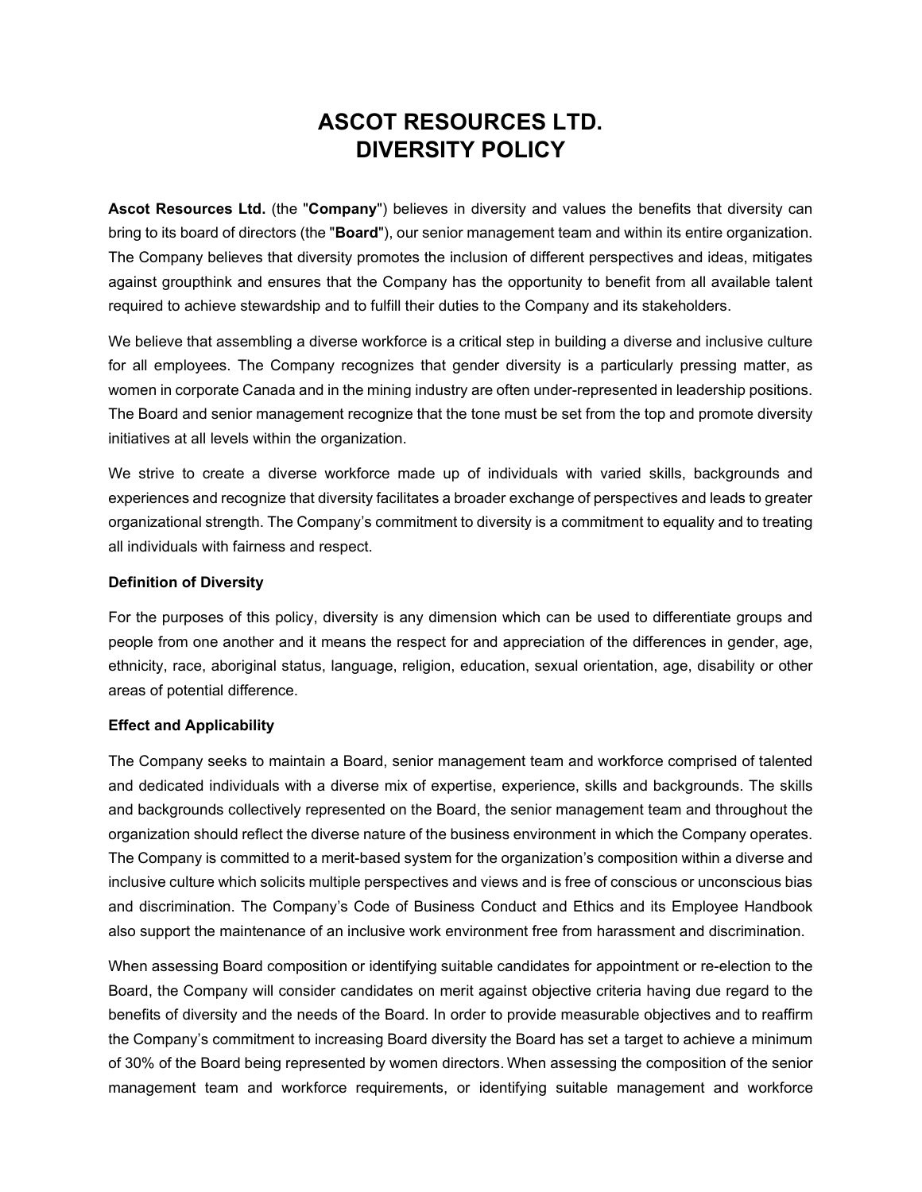# ASCOT RESOURCES LTD.
# DIVERSITY POLICY

**Ascot Resources Ltd.** (the "**Company**") believes in diversity and values the benefits that diversity can bring to its board of directors (the "**Board**"), our senior management team and within its entire organization. The Company believes that diversity promotes the inclusion of different perspectives and ideas, mitigates against groupthink and ensures that the Company has the opportunity to benefit from all available talent required to achieve stewardship and to fulfill their duties to the Company and its stakeholders.

We believe that assembling a diverse workforce is a critical step in building a diverse and inclusive culture for all employees. The Company recognizes that gender diversity is a particularly pressing matter, as women in corporate Canada and in the mining industry are often under-represented in leadership positions. The Board and senior management recognize that the tone must be set from the top and promote diversity initiatives at all levels within the organization.

We strive to create a diverse workforce made up of individuals with varied skills, backgrounds and experiences and recognize that diversity facilitates a broader exchange of perspectives and leads to greater organizational strength. The Company's commitment to diversity is a commitment to equality and to treating all individuals with fairness and respect.

**Definition of Diversity**

For the purposes of this policy, diversity is any dimension which can be used to differentiate groups and people from one another and it means the respect for and appreciation of the differences in gender, age, ethnicity, race, aboriginal status, language, religion, education, sexual orientation, age, disability or other areas of potential difference.

**Effect and Applicability**

The Company seeks to maintain a Board, senior management team and workforce comprised of talented and dedicated individuals with a diverse mix of expertise, experience, skills and backgrounds. The skills and backgrounds collectively represented on the Board, the senior management team and throughout the organization should reflect the diverse nature of the business environment in which the Company operates. The Company is committed to a merit-based system for the organization's composition within a diverse and inclusive culture which solicits multiple perspectives and views and is free of conscious or unconscious bias and discrimination. The Company's Code of Business Conduct and Ethics and its Employee Handbook also support the maintenance of an inclusive work environment free from harassment and discrimination.

When assessing Board composition or identifying suitable candidates for appointment or re-election to the Board, the Company will consider candidates on merit against objective criteria having due regard to the benefits of diversity and the needs of the Board. In order to provide measurable objectives and to reaffirm the Company's commitment to increasing Board diversity the Board has set a target to achieve a minimum of 30% of the Board being represented by women directors. When assessing the composition of the senior management team and workforce requirements, or identifying suitable management and workforce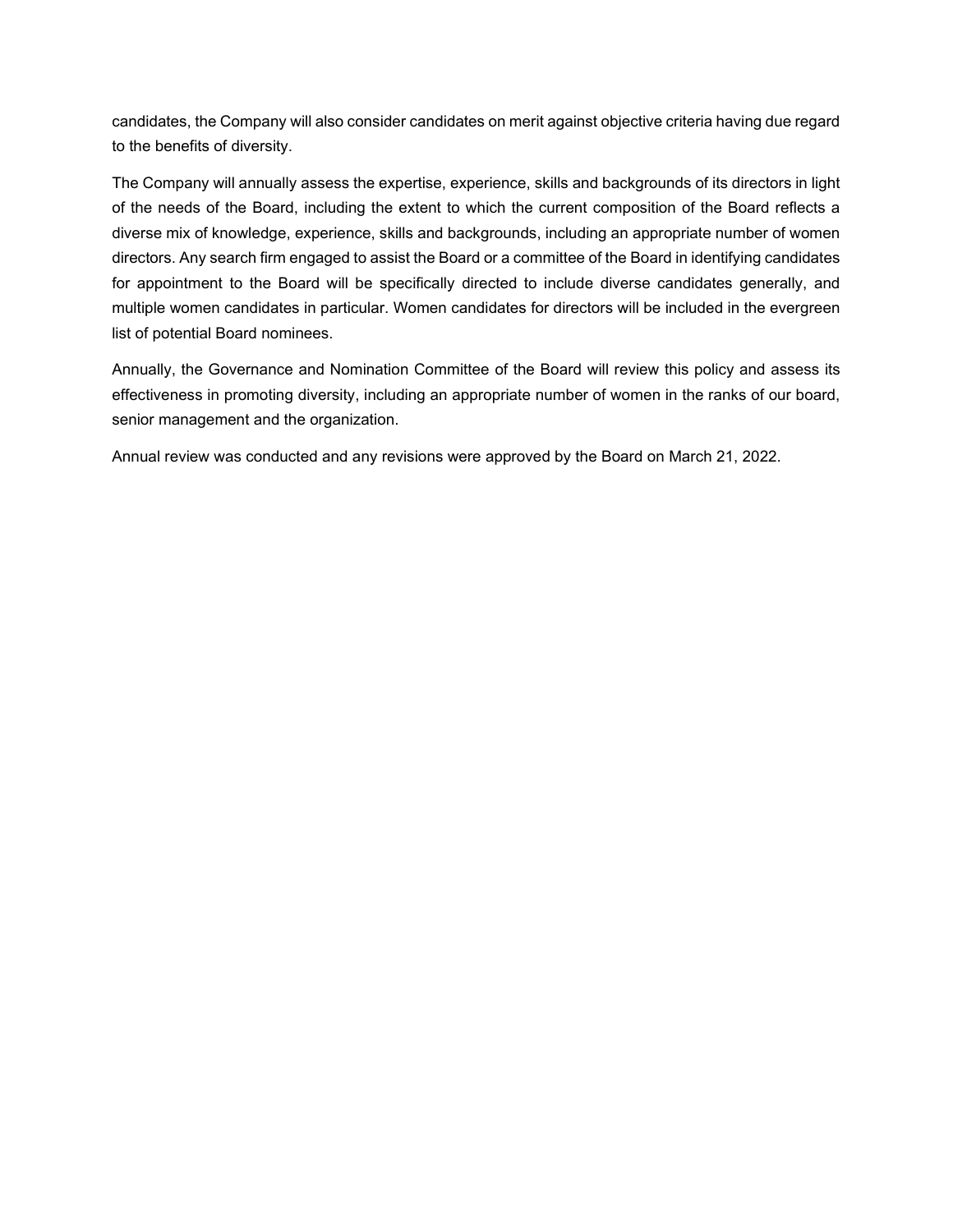candidates, the Company will also consider candidates on merit against objective criteria having due regard to the benefits of diversity.

The Company will annually assess the expertise, experience, skills and backgrounds of its directors in light of the needs of the Board, including the extent to which the current composition of the Board reflects a diverse mix of knowledge, experience, skills and backgrounds, including an appropriate number of women directors. Any search firm engaged to assist the Board or a committee of the Board in identifying candidates for appointment to the Board will be specifically directed to include diverse candidates generally, and multiple women candidates in particular. Women candidates for directors will be included in the evergreen list of potential Board nominees.

Annually, the Governance and Nomination Committee of the Board will review this policy and assess its effectiveness in promoting diversity, including an appropriate number of women in the ranks of our board, senior management and the organization.

Annual review was conducted and any revisions were approved by the Board on March 21, 2022.